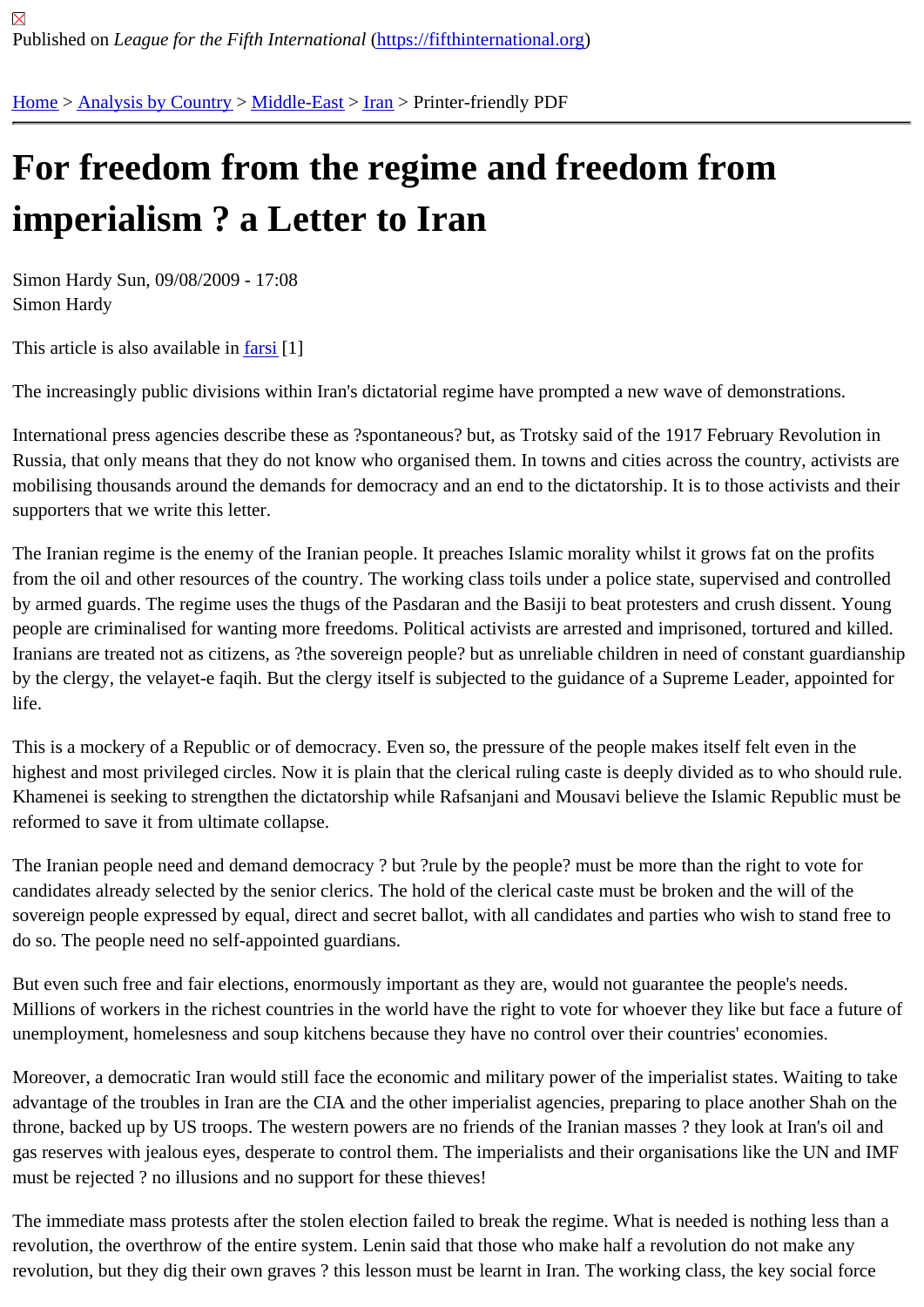Published on *League for the Fifth International* (https://fifthinternational.org)

Home > Analysis by Country > Middle-East > Iran > Printer-friendly PDF

# For freedom from the regime and freedom from imperialism ? a Letter to Iran

Simon Hardy Sun, 09/08/2009 - 17:08
Simon Hardy

This article is also available in farsi [1]

The increasingly public divisions within Iran's dictatorial regime have prompted a new wave of demonstrations.

International press agencies describe these as ?spontaneous? but, as Trotsky said of the 1917 February Revolution in Russia, that only means that they do not know who organised them. In towns and cities across the country, activists are mobilising thousands around the demands for democracy and an end to the dictatorship. It is to those activists and their supporters that we write this letter.

The Iranian regime is the enemy of the Iranian people. It preaches Islamic morality whilst it grows fat on the profits from the oil and other resources of the country. The working class toils under a police state, supervised and controlled by armed guards. The regime uses the thugs of the Pasdaran and the Basiji to beat protesters and crush dissent. Young people are criminalised for wanting more freedoms. Political activists are arrested and imprisoned, tortured and killed. Iranians are treated not as citizens, as ?the sovereign people? but as unreliable children in need of constant guardianship by the clergy, the velayet-e faqih. But the clergy itself is subjected to the guidance of a Supreme Leader, appointed for life.

This is a mockery of a Republic or of democracy. Even so, the pressure of the people makes itself felt even in the highest and most privileged circles. Now it is plain that the clerical ruling caste is deeply divided as to who should rule. Khamenei is seeking to strengthen the dictatorship while Rafsanjani and Mousavi believe the Islamic Republic must be reformed to save it from ultimate collapse.

The Iranian people need and demand democracy ? but ?rule by the people? must be more than the right to vote for candidates already selected by the senior clerics. The hold of the clerical caste must be broken and the will of the sovereign people expressed by equal, direct and secret ballot, with all candidates and parties who wish to stand free to do so. The people need no self-appointed guardians.

But even such free and fair elections, enormously important as they are, would not guarantee the people's needs. Millions of workers in the richest countries in the world have the right to vote for whoever they like but face a future of unemployment, homelesness and soup kitchens because they have no control over their countries' economies.

Moreover, a democratic Iran would still face the economic and military power of the imperialist states. Waiting to take advantage of the troubles in Iran are the CIA and the other imperialist agencies, preparing to place another Shah on the throne, backed up by US troops. The western powers are no friends of the Iranian masses ? they look at Iran's oil and gas reserves with jealous eyes, desperate to control them. The imperialists and their organisations like the UN and IMF must be rejected ? no illusions and no support for these thieves!

The immediate mass protests after the stolen election failed to break the regime. What is needed is nothing less than a revolution, the overthrow of the entire system. Lenin said that those who make half a revolution do not make any revolution, but they dig their own graves ? this lesson must be learnt in Iran. The working class, the key social force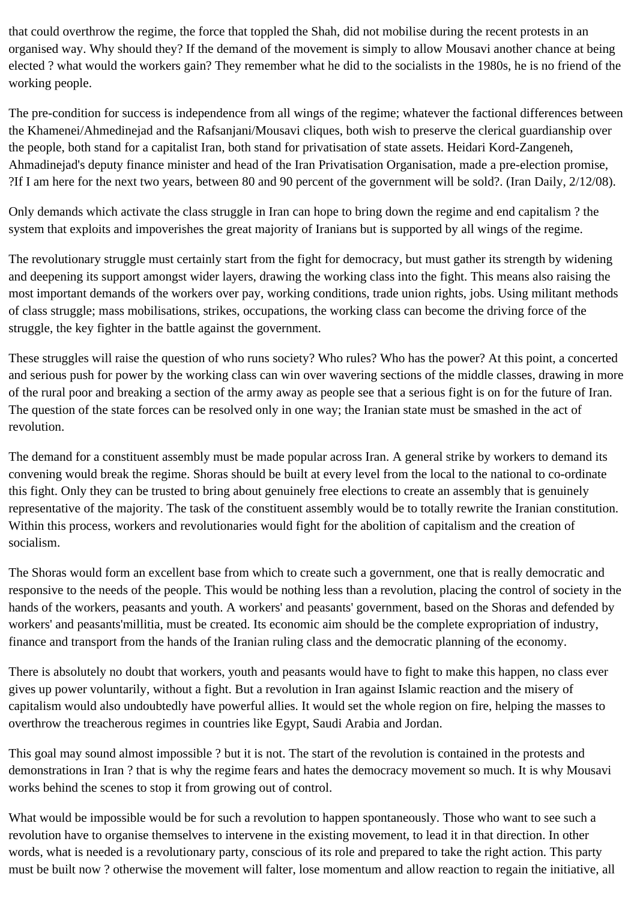that could overthrow the regime, the force that toppled the Shah, did not mobilise during the recent protests in an organised way. Why should they? If the demand of the movement is simply to allow Mousavi another chance at being elected ? what would the workers gain? They remember what he did to the socialists in the 1980s, he is no friend of the working people.

The pre-condition for success is independence from all wings of the regime; whatever the factional differences between the Khamenei/Ahmedinejad and the Rafsanjani/Mousavi cliques, both wish to preserve the clerical guardianship over the people, both stand for a capitalist Iran, both stand for privatisation of state assets. Heidari Kord-Zangeneh, Ahmadinejad's deputy finance minister and head of the Iran Privatisation Organisation, made a pre-election promise, ?If I am here for the next two years, between 80 and 90 percent of the government will be sold?. (Iran Daily, 2/12/08).

Only demands which activate the class struggle in Iran can hope to bring down the regime and end capitalism ? the system that exploits and impoverishes the great majority of Iranians but is supported by all wings of the regime.

The revolutionary struggle must certainly start from the fight for democracy, but must gather its strength by widening and deepening its support amongst wider layers, drawing the working class into the fight. This means also raising the most important demands of the workers over pay, working conditions, trade union rights, jobs. Using militant methods of class struggle; mass mobilisations, strikes, occupations, the working class can become the driving force of the struggle, the key fighter in the battle against the government.

These struggles will raise the question of who runs society? Who rules? Who has the power? At this point, a concerted and serious push for power by the working class can win over wavering sections of the middle classes, drawing in more of the rural poor and breaking a section of the army away as people see that a serious fight is on for the future of Iran. The question of the state forces can be resolved only in one way; the Iranian state must be smashed in the act of revolution.

The demand for a constituent assembly must be made popular across Iran. A general strike by workers to demand its convening would break the regime. Shoras should be built at every level from the local to the national to co-ordinate this fight. Only they can be trusted to bring about genuinely free elections to create an assembly that is genuinely representative of the majority. The task of the constituent assembly would be to totally rewrite the Iranian constitution. Within this process, workers and revolutionaries would fight for the abolition of capitalism and the creation of socialism.

The Shoras would form an excellent base from which to create such a government, one that is really democratic and responsive to the needs of the people. This would be nothing less than a revolution, placing the control of society in the hands of the workers, peasants and youth. A workers' and peasants' government, based on the Shoras and defended by workers' and peasants'millitia, must be created. Its economic aim should be the complete expropriation of industry, finance and transport from the hands of the Iranian ruling class and the democratic planning of the economy.

There is absolutely no doubt that workers, youth and peasants would have to fight to make this happen, no class ever gives up power voluntarily, without a fight. But a revolution in Iran against Islamic reaction and the misery of capitalism would also undoubtedly have powerful allies. It would set the whole region on fire, helping the masses to overthrow the treacherous regimes in countries like Egypt, Saudi Arabia and Jordan.

This goal may sound almost impossible ? but it is not. The start of the revolution is contained in the protests and demonstrations in Iran ? that is why the regime fears and hates the democracy movement so much. It is why Mousavi works behind the scenes to stop it from growing out of control.

What would be impossible would be for such a revolution to happen spontaneously. Those who want to see such a revolution have to organise themselves to intervene in the existing movement, to lead it in that direction. In other words, what is needed is a revolutionary party, conscious of its role and prepared to take the right action. This party must be built now ? otherwise the movement will falter, lose momentum and allow reaction to regain the initiative, all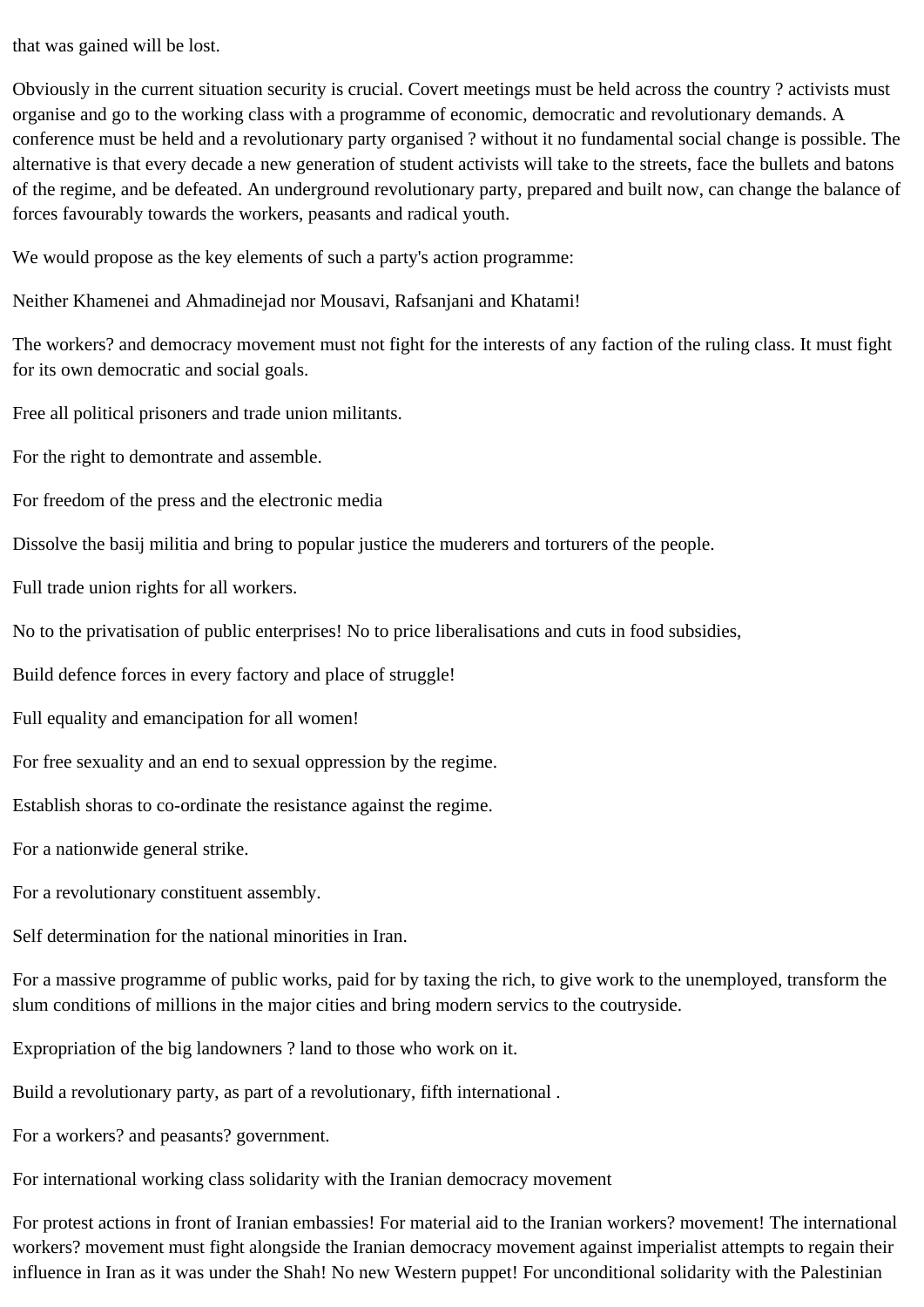that was gained will be lost.

Obviously in the current situation security is crucial. Covert meetings must be held across the country ? activists must organise and go to the working class with a programme of economic, democratic and revolutionary demands. A conference must be held and a revolutionary party organised ? without it no fundamental social change is possible. The alternative is that every decade a new generation of student activists will take to the streets, face the bullets and batons of the regime, and be defeated. An underground revolutionary party, prepared and built now, can change the balance of forces favourably towards the workers, peasants and radical youth.

We would propose as the key elements of such a party's action programme:

Neither Khamenei and Ahmadinejad nor Mousavi, Rafsanjani and Khatami!

The workers? and democracy movement must not fight for the interests of any faction of the ruling class. It must fight for its own democratic and social goals.

Free all political prisoners and trade union militants.

For the right to demontrate and assemble.

For freedom of the press and the electronic media

Dissolve the basij militia and bring to popular justice the muderers and torturers of the people.

Full trade union rights for all workers.

No to the privatisation of public enterprises! No to price liberalisations and cuts in food subsidies,

Build defence forces in every factory and place of struggle!

Full equality and emancipation for all women!

For free sexuality and an end to sexual oppression by the regime.

Establish shoras to co-ordinate the resistance against the regime.

For a nationwide general strike.

For a revolutionary constituent assembly.

Self determination for the national minorities in Iran.

For a massive programme of public works, paid for by taxing the rich, to give work to the unemployed, transform the slum conditions of millions in the major cities and bring modern servics to the coutryside.

Expropriation of the big landowners ? land to those who work on it.

Build a revolutionary party, as part of a revolutionary, fifth international .

For a workers? and peasants? government.

For international working class solidarity with the Iranian democracy movement

For protest actions in front of Iranian embassies! For material aid to the Iranian workers? movement! The international workers? movement must fight alongside the Iranian democracy movement against imperialist attempts to regain their influence in Iran as it was under the Shah! No new Western puppet! For unconditional solidarity with the Palestinian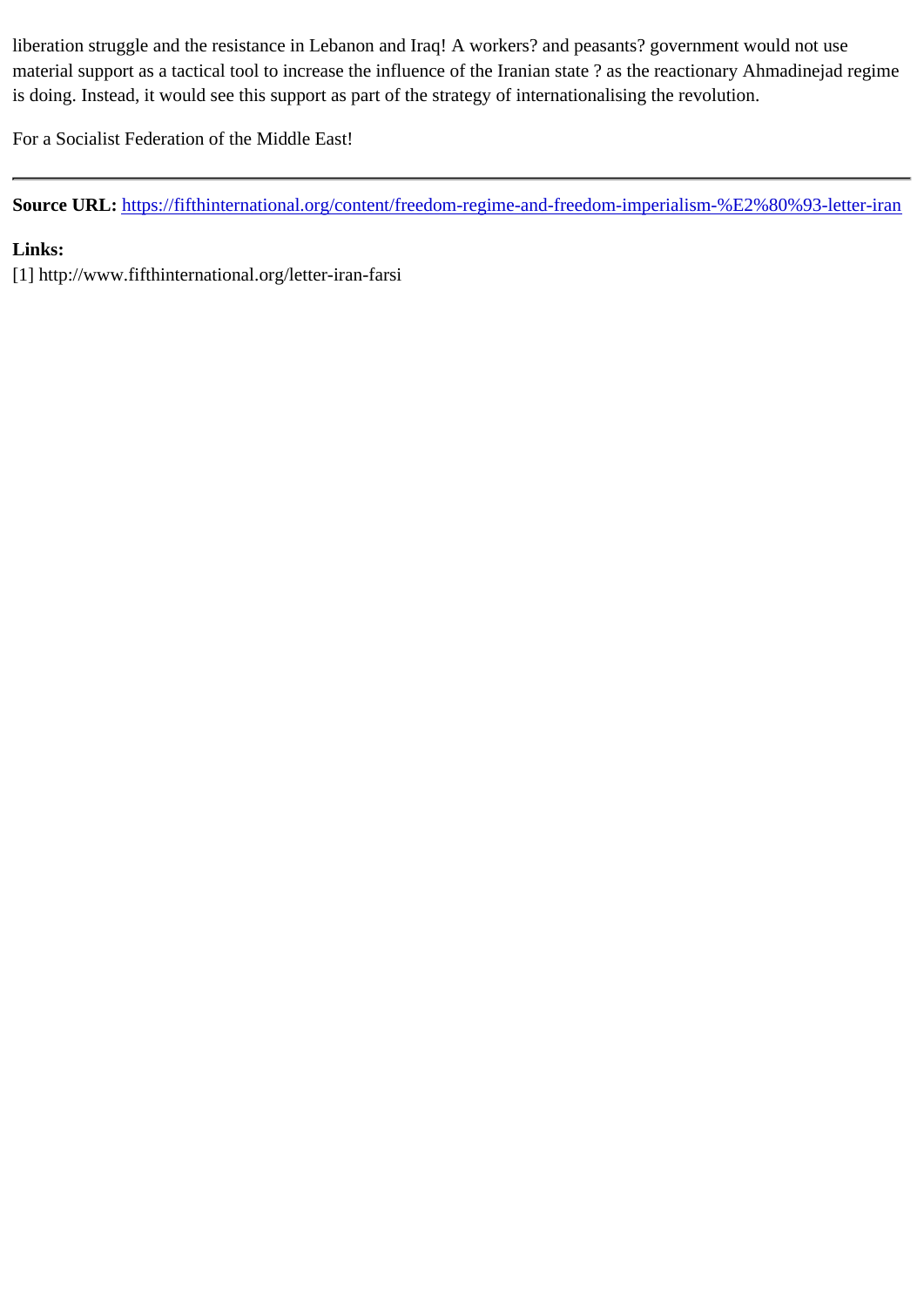liberation struggle and the resistance in Lebanon and Iraq! A workers? and peasants? government would not use material support as a tactical tool to increase the influence of the Iranian state ? as the reactionary Ahmadinejad regime is doing. Instead, it would see this support as part of the strategy of internationalising the revolution.

For a Socialist Federation of the Middle East!

---

**Source URL:** https://fifthinternational.org/content/freedom-regime-and-freedom-imperialism-%E2%80%93-letter-iran

**Links:**
[1] http://www.fifthinternational.org/letter-iran-farsi